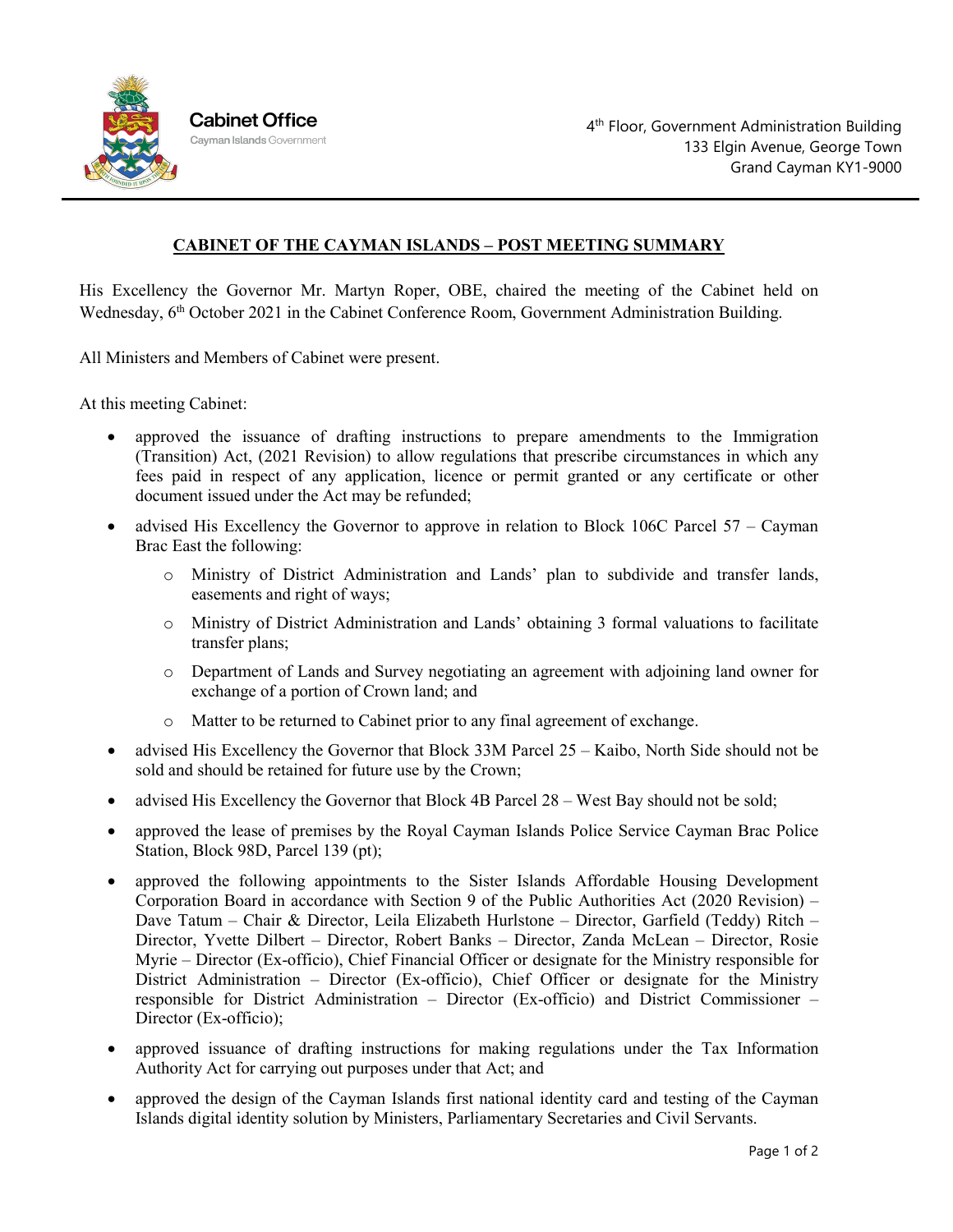Cabinet Office
Cayman Islands Government

4th Floor, Government Administration Building
133 Elgin Avenue, George Town
Grand Cayman KY1-9000

## CABINET OF THE CAYMAN ISLANDS – POST MEETING SUMMARY

His Excellency the Governor Mr. Martyn Roper, OBE, chaired the meeting of the Cabinet held on Wednesday, 6th October 2021 in the Cabinet Conference Room, Government Administration Building.

All Ministers and Members of Cabinet were present.

At this meeting Cabinet:

- approved the issuance of drafting instructions to prepare amendments to the Immigration (Transition) Act, (2021 Revision) to allow regulations that prescribe circumstances in which any fees paid in respect of any application, licence or permit granted or any certificate or other document issued under the Act may be refunded;
- advised His Excellency the Governor to approve in relation to Block 106C Parcel 57 – Cayman Brac East the following:
    - Ministry of District Administration and Lands' plan to subdivide and transfer lands, easements and right of ways;
    - Ministry of District Administration and Lands' obtaining 3 formal valuations to facilitate transfer plans;
    - Department of Lands and Survey negotiating an agreement with adjoining land owner for exchange of a portion of Crown land; and
    - Matter to be returned to Cabinet prior to any final agreement of exchange.
- advised His Excellency the Governor that Block 33M Parcel 25 – Kaibo, North Side should not be sold and should be retained for future use by the Crown;
- advised His Excellency the Governor that Block 4B Parcel 28 – West Bay should not be sold;
- approved the lease of premises by the Royal Cayman Islands Police Service Cayman Brac Police Station, Block 98D, Parcel 139 (pt);
- approved the following appointments to the Sister Islands Affordable Housing Development Corporation Board in accordance with Section 9 of the Public Authorities Act (2020 Revision) – Dave Tatum – Chair & Director, Leila Elizabeth Hurlstone – Director, Garfield (Teddy) Ritch – Director, Yvette Dilbert – Director, Robert Banks – Director, Zanda McLean – Director, Rosie Myrie – Director (Ex-officio), Chief Financial Officer or designate for the Ministry responsible for District Administration – Director (Ex-officio), Chief Officer or designate for the Ministry responsible for District Administration – Director (Ex-officio) and District Commissioner – Director (Ex-officio);
- approved issuance of drafting instructions for making regulations under the Tax Information Authority Act for carrying out purposes under that Act; and
- approved the design of the Cayman Islands first national identity card and testing of the Cayman Islands digital identity solution by Ministers, Parliamentary Secretaries and Civil Servants.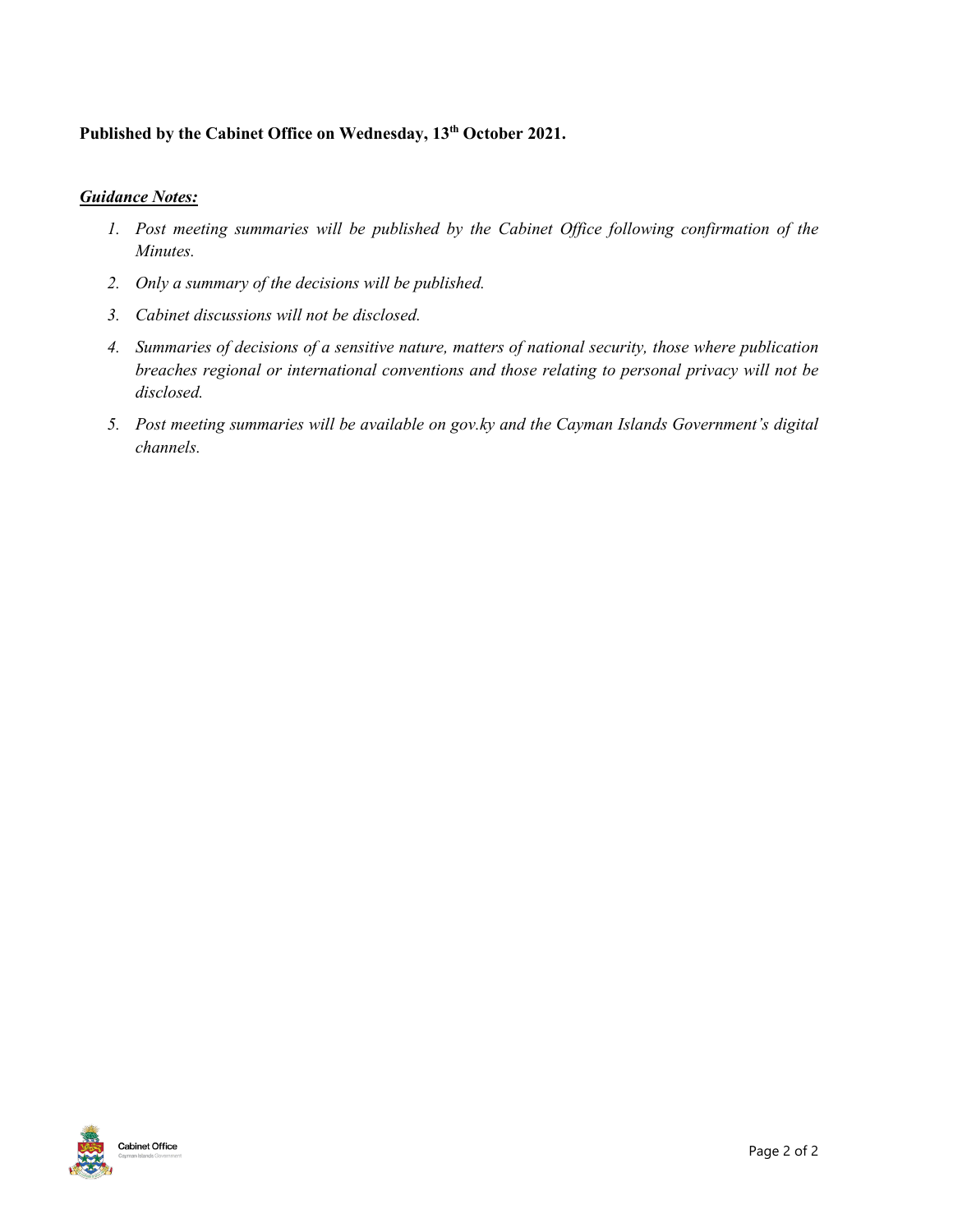**Published by the Cabinet Office on Wednesday, 13th October 2021.**

***Guidance Notes:***

1. *Post meeting summaries will be published by the Cabinet Office following confirmation of the Minutes.*
2. *Only a summary of the decisions will be published.*
3. *Cabinet discussions will not be disclosed.*
4. *Summaries of decisions of a sensitive nature, matters of national security, those where publication breaches regional or international conventions and those relating to personal privacy will not be disclosed.*
5. *Post meeting summaries will be available on gov.ky and the Cayman Islands Government's digital channels.*